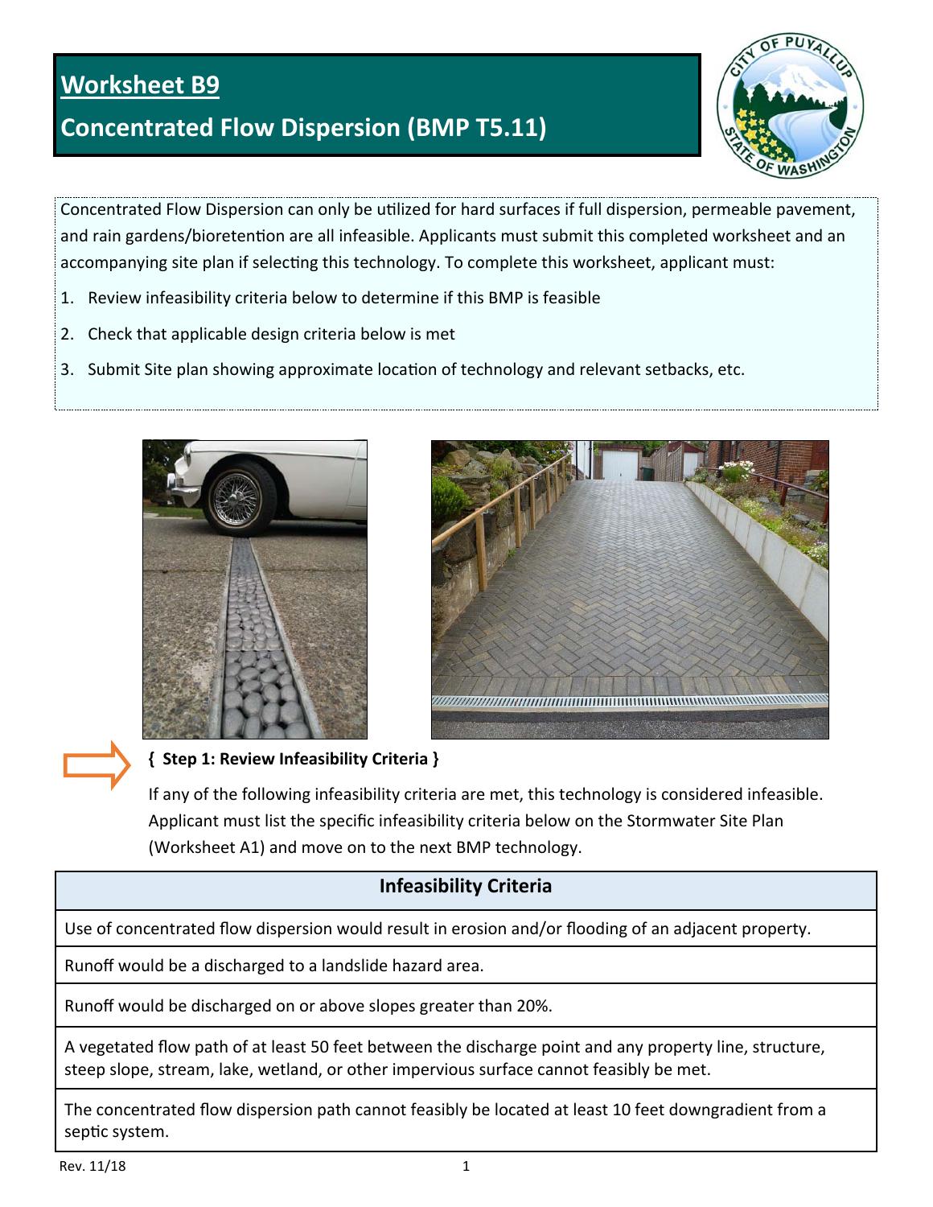# Worksheet B9

## Concentrated Flow Dispersion (BMP T5.11)

Concentrated Flow Dispersion can only be utilized for hard surfaces if full dispersion, permeable pavement, and rain gardens/bioretention are all infeasible. Applicants must submit this completed worksheet and an accompanying site plan if selecting this technology. To complete this worksheet, applicant must:

1. Review infeasibility criteria below to determine if this BMP is feasible
2. Check that applicable design criteria below is met
3. Submit Site plan showing approximate location of technology and relevant setbacks, etc.

**{ Step 1: Review Infeasibility Criteria }**

If any of the following infeasibility criteria are met, this technology is considered infeasible. Applicant must list the specific infeasibility criteria below on the Stormwater Site Plan (Worksheet A1) and move on to the next BMP technology.

| Infeasibility Criteria |
|---|
| Use of concentrated flow dispersion would result in erosion and/or flooding of an adjacent property. |
| Runoff would be a discharged to a landslide hazard area. |
| Runoff would be discharged on or above slopes greater than 20%. |
| A vegetated flow path of at least 50 feet between the discharge point and any property line, structure, steep slope, stream, lake, wetland, or other impervious surface cannot feasibly be met. |
| The concentrated flow dispersion path cannot feasibly be located at least 10 feet downgradient from a septic system. |

Rev. 11/18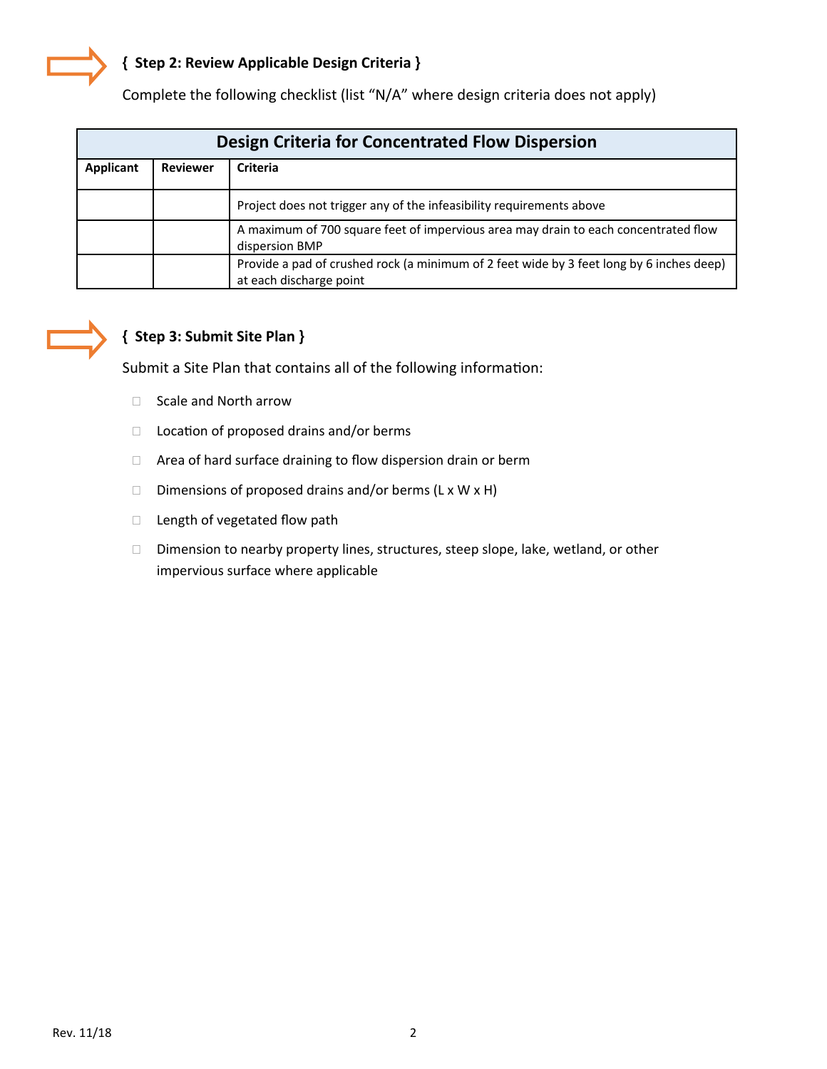## { Step 2: Review Applicable Design Criteria }

Complete the following checklist (list "N/A" where design criteria does not apply)

| Design Criteria for Concentrated Flow Dispersion | | |
|---|---|---|
| **Applicant** | **Reviewer** | **Criteria** |
| | | Project does not trigger any of the infeasibility requirements above |
| | | A maximum of 700 square feet of impervious area may drain to each concentrated flow dispersion BMP |
| | | Provide a pad of crushed rock (a minimum of 2 feet wide by 3 feet long by 6 inches deep) at each discharge point |

## { Step 3: Submit Site Plan }

Submit a Site Plan that contains all of the following information:

- ☐ Scale and North arrow
- ☐ Location of proposed drains and/or berms
- ☐ Area of hard surface draining to flow dispersion drain or berm
- ☐ Dimensions of proposed drains and/or berms (L x W x H)
- ☐ Length of vegetated flow path
- ☐ Dimension to nearby property lines, structures, steep slope, lake, wetland, or other impervious surface where applicable

Rev. 11/18